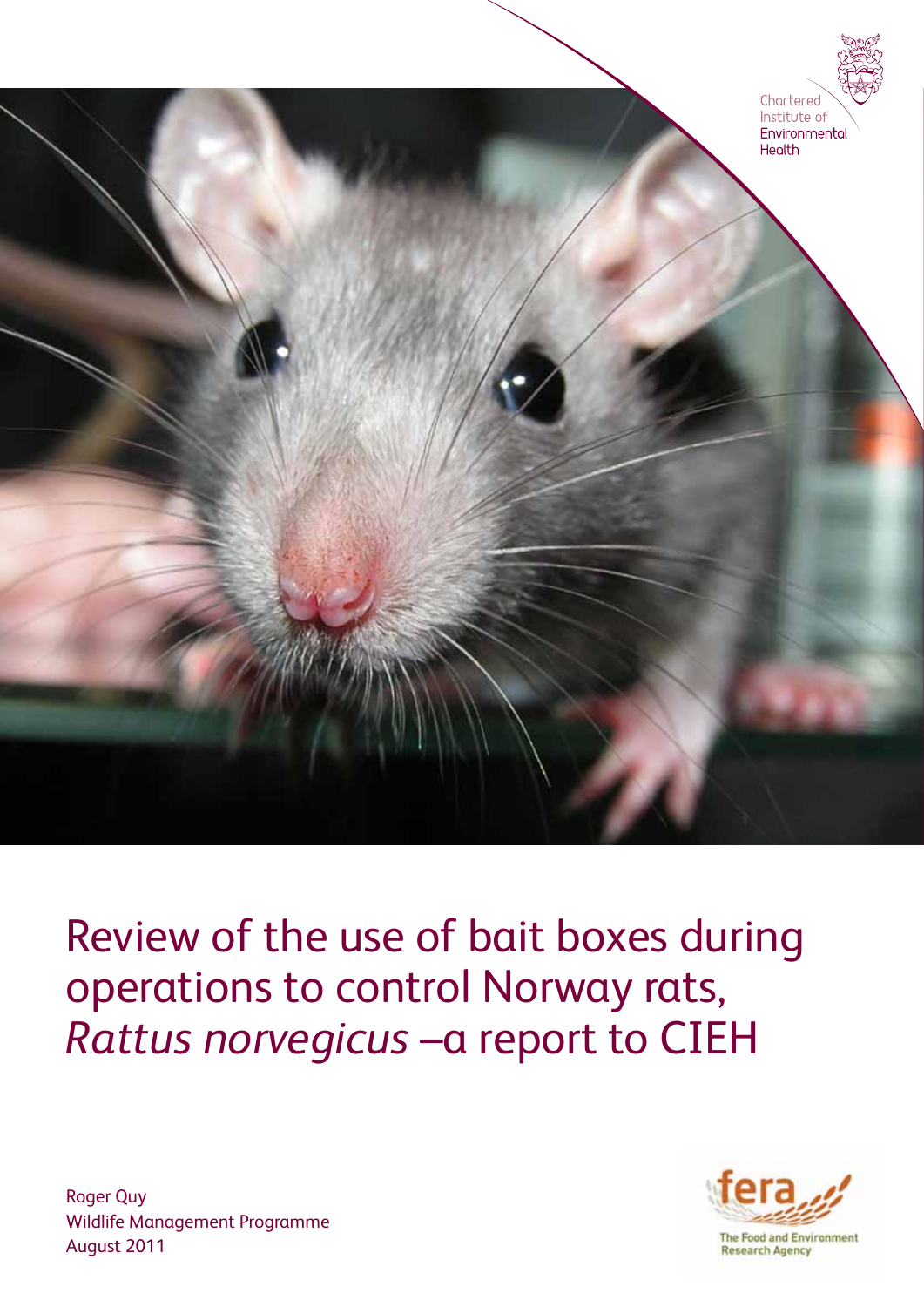Chartered Institute of Environmental Health

# Review of the use of bait boxes during operations to control Norway rats, *Rattus norvegicus* –a report to CIEH

Roger Quy
Wildlife Management Programme
August 2011

fera
The Food and Environment Research Agency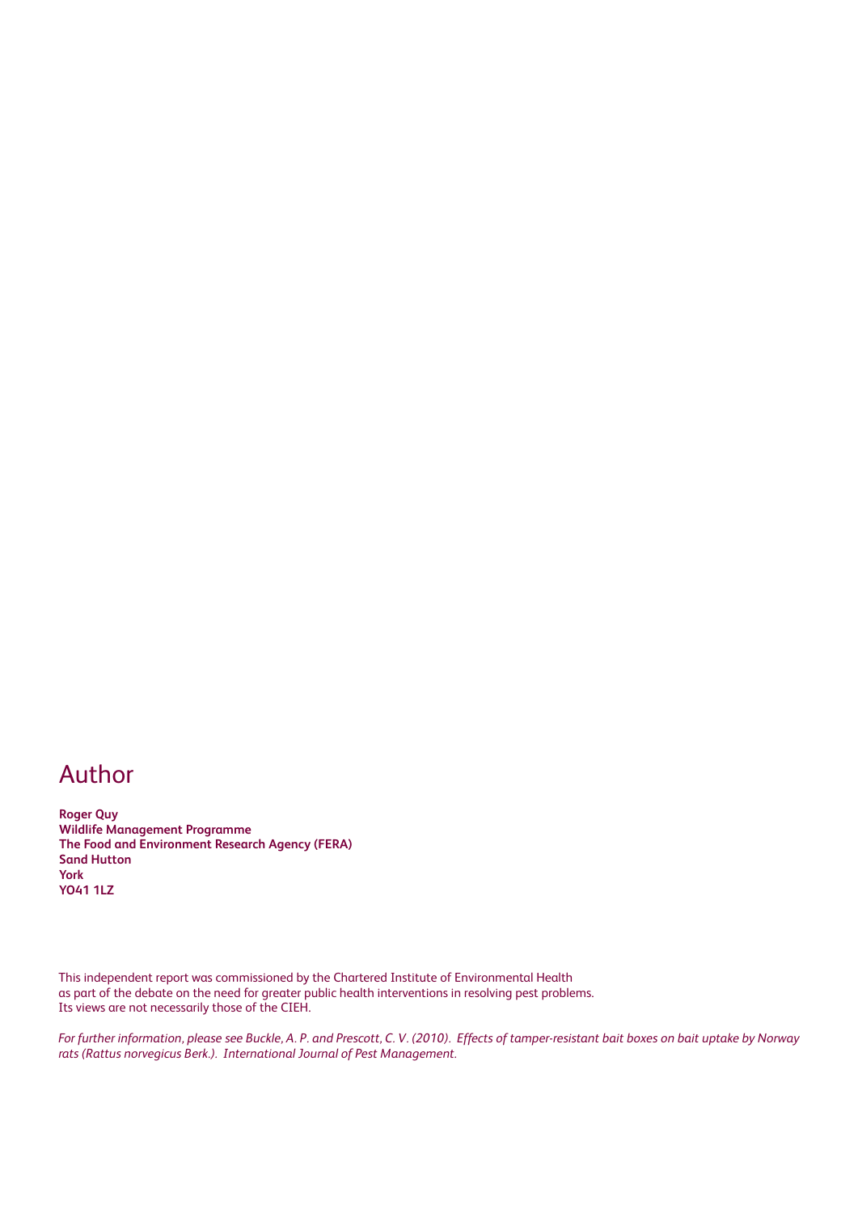# Author

**Roger Quy**
**Wildlife Management Programme**
**The Food and Environment Research Agency (FERA)**
**Sand Hutton**
**York**
**YO41 1LZ**

This independent report was commissioned by the Chartered Institute of Environmental Health as part of the debate on the need for greater public health interventions in resolving pest problems. Its views are not necessarily those of the CIEH.

*For further information, please see Buckle, A. P. and Prescott, C. V. (2010). Effects of tamper-resistant bait boxes on bait uptake by Norway rats (Rattus norvegicus Berk.). International Journal of Pest Management.*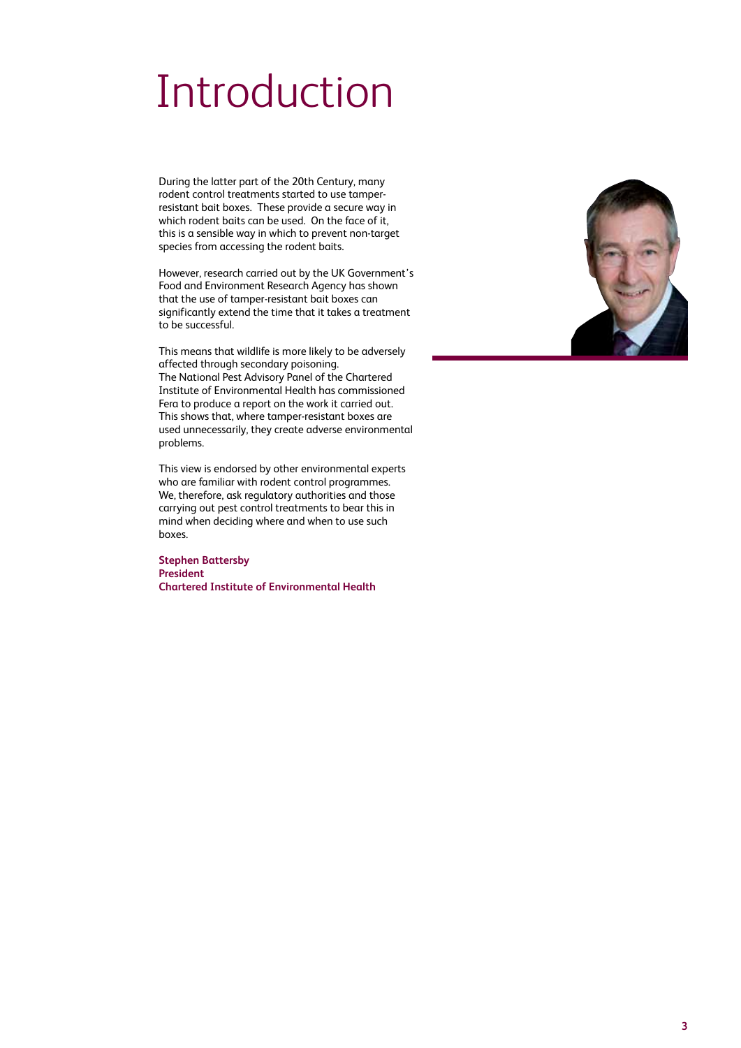# Introduction

During the latter part of the 20th Century, many rodent control treatments started to use tamper-resistant bait boxes. These provide a secure way in which rodent baits can be used. On the face of it, this is a sensible way in which to prevent non-target species from accessing the rodent baits.

However, research carried out by the UK Government's Food and Environment Research Agency has shown that the use of tamper-resistant bait boxes can significantly extend the time that it takes a treatment to be successful.

This means that wildlife is more likely to be adversely affected through secondary poisoning.
The National Pest Advisory Panel of the Chartered Institute of Environmental Health has commissioned Fera to produce a report on the work it carried out. This shows that, where tamper-resistant boxes are used unnecessarily, they create adverse environmental problems.

This view is endorsed by other environmental experts who are familiar with rodent control programmes. We, therefore, ask regulatory authorities and those carrying out pest control treatments to bear this in mind when deciding where and when to use such boxes.

**Stephen Battersby**
**President**
**Chartered Institute of Environmental Health**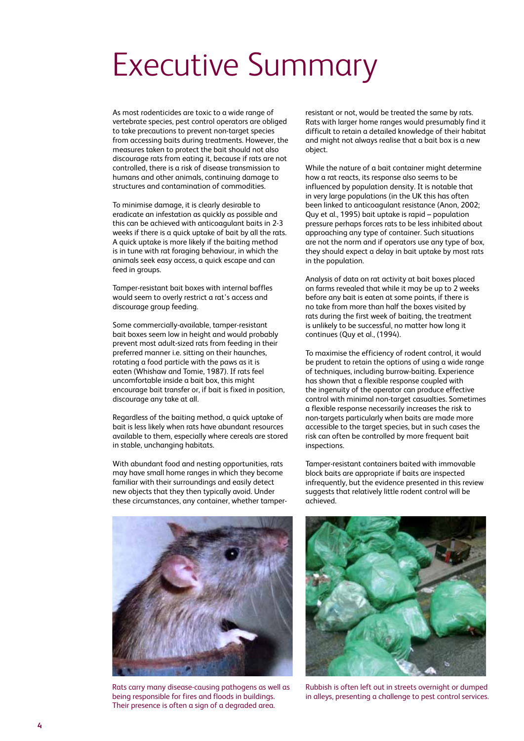# Executive Summary

As most rodenticides are toxic to a wide range of vertebrate species, pest control operators are obliged to take precautions to prevent non-target species from accessing baits during treatments. However, the measures taken to protect the bait should not also discourage rats from eating it, because if rats are not controlled, there is a risk of disease transmission to humans and other animals, continuing damage to structures and contamination of commodities.

To minimise damage, it is clearly desirable to eradicate an infestation as quickly as possible and this can be achieved with anticoagulant baits in 2-3 weeks if there is a quick uptake of bait by all the rats. A quick uptake is more likely if the baiting method is in tune with rat foraging behaviour, in which the animals seek easy access, a quick escape and can feed in groups.

Tamper-resistant bait boxes with internal baffles would seem to overly restrict a rat's access and discourage group feeding.

Some commercially-available, tamper-resistant bait boxes seem low in height and would probably prevent most adult-sized rats from feeding in their preferred manner i.e. sitting on their haunches, rotating a food particle with the paws as it is eaten (Whishaw and Tomie, 1987). If rats feel uncomfortable inside a bait box, this might encourage bait transfer or, if bait is fixed in position, discourage any take at all.

Regardless of the baiting method, a quick uptake of bait is less likely when rats have abundant resources available to them, especially where cereals are stored in stable, unchanging habitats.

With abundant food and nesting opportunities, rats may have small home ranges in which they become familiar with their surroundings and easily detect new objects that they then typically avoid. Under these circumstances, any container, whether tamper-resistant or not, would be treated the same by rats. Rats with larger home ranges would presumably find it difficult to retain a detailed knowledge of their habitat and might not always realise that a bait box is a new object.

While the nature of a bait container might determine how a rat reacts, its response also seems to be influenced by population density. It is notable that in very large populations (in the UK this has often been linked to anticoagulant resistance (Anon, 2002; Quy et al., 1995) bait uptake is rapid – population pressure perhaps forces rats to be less inhibited about approaching any type of container. Such situations are not the norm and if operators use any type of box, they should expect a delay in bait uptake by most rats in the population.

Analysis of data on rat activity at bait boxes placed on farms revealed that while it may be up to 2 weeks before any bait is eaten at some points, if there is no take from more than half the boxes visited by rats during the first week of baiting, the treatment is unlikely to be successful, no matter how long it continues (Quy et al., (1994).

To maximise the efficiency of rodent control, it would be prudent to retain the options of using a wide range of techniques, including burrow-baiting. Experience has shown that a flexible response coupled with the ingenuity of the operator can produce effective control with minimal non-target casualties. Sometimes a flexible response necessarily increases the risk to non-targets particularly when baits are made more accessible to the target species, but in such cases the risk can often be controlled by more frequent bait inspections.

Tamper-resistant containers baited with immovable block baits are appropriate if baits are inspected infrequently, but the evidence presented in this review suggests that relatively little rodent control will be achieved.

Rats carry many disease-causing pathogens as well as being responsible for fires and floods in buildings. Their presence is often a sign of a degraded area.

Rubbish is often left out in streets overnight or dumped in alleys, presenting a challenge to pest control services.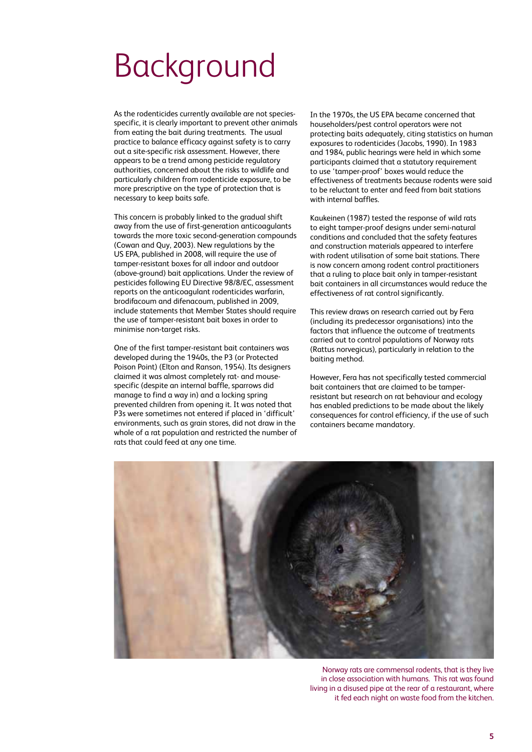# Background

As the rodenticides currently available are not species-specific, it is clearly important to prevent other animals from eating the bait during treatments. The usual practice to balance efficacy against safety is to carry out a site-specific risk assessment. However, there appears to be a trend among pesticide regulatory authorities, concerned about the risks to wildlife and particularly children from rodenticide exposure, to be more prescriptive on the type of protection that is necessary to keep baits safe.

This concern is probably linked to the gradual shift away from the use of first-generation anticoagulants towards the more toxic second-generation compounds (Cowan and Quy, 2003). New regulations by the US EPA, published in 2008, will require the use of tamper-resistant boxes for all indoor and outdoor (above-ground) bait applications. Under the review of pesticides following EU Directive 98/8/EC, assessment reports on the anticoagulant rodenticides warfarin, brodifacoum and difenacoum, published in 2009, include statements that Member States should require the use of tamper-resistant bait boxes in order to minimise non-target risks.

One of the first tamper-resistant bait containers was developed during the 1940s, the P3 (or Protected Poison Point) (Elton and Ranson, 1954). Its designers claimed it was almost completely rat- and mouse-specific (despite an internal baffle, sparrows did manage to find a way in) and a locking spring prevented children from opening it. It was noted that P3s were sometimes not entered if placed in 'difficult' environments, such as grain stores, did not draw in the whole of a rat population and restricted the number of rats that could feed at any one time.

In the 1970s, the US EPA became concerned that householders/pest control operators were not protecting baits adequately, citing statistics on human exposures to rodenticides (Jacobs, 1990). In 1983 and 1984, public hearings were held in which some participants claimed that a statutory requirement to use 'tamper-proof' boxes would reduce the effectiveness of treatments because rodents were said to be reluctant to enter and feed from bait stations with internal baffles.

Kaukeinen (1987) tested the response of wild rats to eight tamper-proof designs under semi-natural conditions and concluded that the safety features and construction materials appeared to interfere with rodent utilisation of some bait stations. There is now concern among rodent control practitioners that a ruling to place bait only in tamper-resistant bait containers in all circumstances would reduce the effectiveness of rat control significantly.

This review draws on research carried out by Fera (including its predecessor organisations) into the factors that influence the outcome of treatments carried out to control populations of Norway rats (*Rattus norvegicus*), particularly in relation to the baiting method.

However, Fera has not specifically tested commercial bait containers that are claimed to be tamper-resistant but research on rat behaviour and ecology has enabled predictions to be made about the likely consequences for control efficiency, if the use of such containers became mandatory.

Norway rats are commensal rodents, that is they live in close association with humans. This rat was found living in a disused pipe at the rear of a restaurant, where it fed each night on waste food from the kitchen.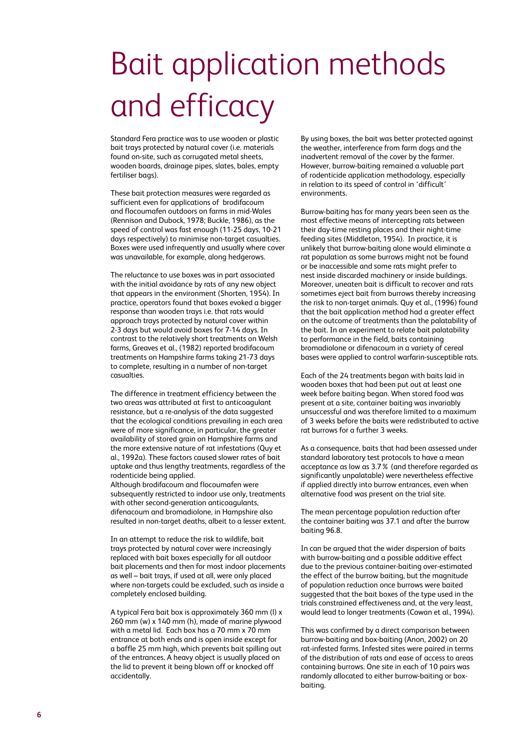# Bait application methods and efficacy

Standard Fera practice was to use wooden or plastic bait trays protected by natural cover (i.e. materials found on-site, such as corrugated metal sheets, wooden boards, drainage pipes, slates, bales, empty fertiliser bags).

These bait protection measures were regarded as sufficient even for applications of brodifacoum and flocoumafen outdoors on farms in mid-Wales (Rennison and Dubock, 1978; Buckle, 1986), as the speed of control was fast enough (11-25 days, 10-21 days respectively) to minimise non-target casualties. Boxes were used infrequently and usually where cover was unavailable, for example, along hedgerows.

The reluctance to use boxes was in part associated with the initial avoidance by rats of any new object that appears in the environment (Shorten, 1954). In practice, operators found that boxes evoked a bigger response than wooden trays i.e. that rats would approach trays protected by natural cover within 2-3 days but would avoid boxes for 7-14 days. In contrast to the relatively short treatments on Welsh farms, Greaves et al., (1982) reported brodifacoum treatments on Hampshire farms taking 21-73 days to complete, resulting in a number of non-target casualties.

The difference in treatment efficiency between the two areas was attributed at first to anticoagulant resistance, but a re-analysis of the data suggested that the ecological conditions prevailing in each area were of more significance, in particular, the greater availability of stored grain on Hampshire farms and the more extensive nature of rat infestations (Quy et al., 1992a). These factors caused slower rates of bait uptake and thus lengthy treatments, regardless of the rodenticide being applied.
Although brodifacoum and flocoumafen were subsequently restricted to indoor use only, treatments with other second-generation anticoagulants, difenacoum and bromadiolone, in Hampshire also resulted in non-target deaths, albeit to a lesser extent.

In an attempt to reduce the risk to wildlife, bait trays protected by natural cover were increasingly replaced with bait boxes especially for all outdoor bait placements and then for most indoor placements as well – bait trays, if used at all, were only placed where non-targets could be excluded, such as inside a completely enclosed building.

A typical Fera bait box is approximately 360 mm (l) x 260 mm (w) x 140 mm (h), made of marine plywood with a metal lid. Each box has a 70 mm x 70 mm entrance at both ends and is open inside except for a baffle 25 mm high, which prevents bait spilling out of the entrances. A heavy object is usually placed on the lid to prevent it being blown off or knocked off accidentally.

By using boxes, the bait was better protected against the weather, interference from farm dogs and the inadvertent removal of the cover by the farmer. However, burrow-baiting remained a valuable part of rodenticide application methodology, especially in relation to its speed of control in 'difficult' environments.

Burrow-baiting has for many years been seen as the most effective means of intercepting rats between their day-time resting places and their night-time feeding sites (Middleton, 1954). In practice, it is unlikely that burrow-baiting alone would eliminate a rat population as some burrows might not be found or be inaccessible and some rats might prefer to nest inside discarded machinery or inside buildings. Moreover, uneaten bait is difficult to recover and rats sometimes eject bait from burrows thereby increasing the risk to non-target animals. Quy et al., (1996) found that the bait application method had a greater effect on the outcome of treatments than the palatability of the bait. In an experiment to relate bait palatability to performance in the field, baits containing bromadiolone or difenacoum in a variety of cereal bases were applied to control warfarin-susceptible rats.

Each of the 24 treatments began with baits laid in wooden boxes that had been put out at least one week before baiting began. When stored food was present at a site, container baiting was invariably unsuccessful and was therefore limited to a maximum of 3 weeks before the baits were redistributed to active rat burrows for a further 3 weeks.

As a consequence, baits that had been assessed under standard laboratory test protocols to have a mean acceptance as low as 3.7% (and therefore regarded as significantly unpalatable) were nevertheless effective if applied directly into burrow entrances, even when alternative food was present on the trial site.

The mean percentage population reduction after the container baiting was 37.1 and after the burrow baiting 96.8.

In can be argued that the wider dispersion of baits with burrow-baiting and a possible additive effect due to the previous container-baiting over-estimated the effect of the burrow baiting, but the magnitude of population reduction once burrows were baited suggested that the bait boxes of the type used in the trials constrained effectiveness and, at the very least, would lead to longer treatments (Cowan et al., 1994).

This was confirmed by a direct comparison between burrow-baiting and box-baiting (Anon, 2002) on 20 rat-infested farms. Infested sites were paired in terms of the distribution of rats and ease of access to areas containing burrows. One site in each of 10 pairs was randomly allocated to either burrow-baiting or box-baiting.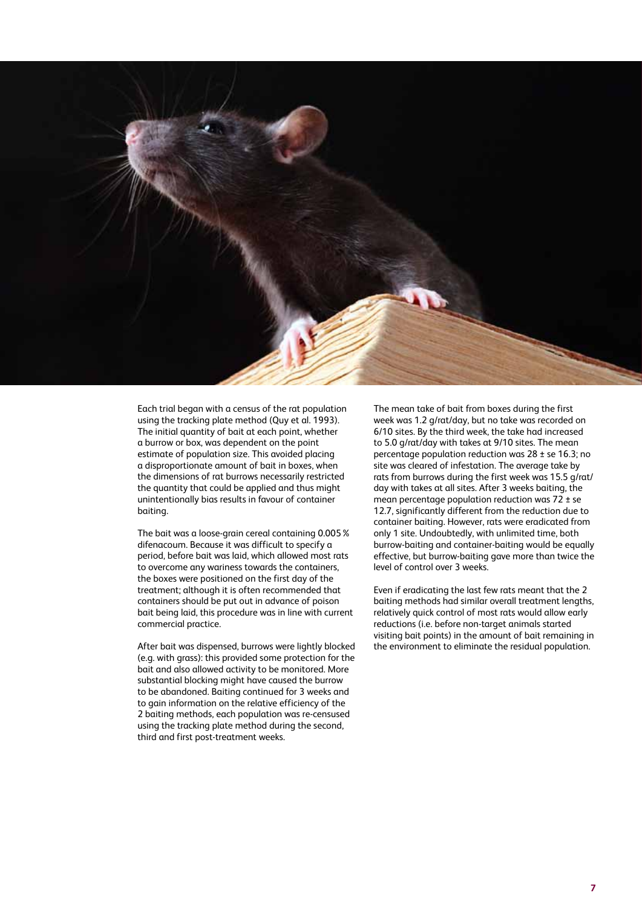Each trial began with a census of the rat population using the tracking plate method (Quy et al. 1993). The initial quantity of bait at each point, whether a burrow or box, was dependent on the point estimate of population size. This avoided placing a disproportionate amount of bait in boxes, when the dimensions of rat burrows necessarily restricted the quantity that could be applied and thus might unintentionally bias results in favour of container baiting.

The bait was a loose-grain cereal containing 0.005 % difenacoum. Because it was difficult to specify a period, before bait was laid, which allowed most rats to overcome any wariness towards the containers, the boxes were positioned on the first day of the treatment; although it is often recommended that containers should be put out in advance of poison bait being laid, this procedure was in line with current commercial practice.

After bait was dispensed, burrows were lightly blocked (e.g. with grass): this provided some protection for the bait and also allowed activity to be monitored. More substantial blocking might have caused the burrow to be abandoned. Baiting continued for 3 weeks and to gain information on the relative efficiency of the 2 baiting methods, each population was re-censused using the tracking plate method during the second, third and first post-treatment weeks.

The mean take of bait from boxes during the first week was 1.2 g/rat/day, but no take was recorded on 6/10 sites. By the third week, the take had increased to 5.0 g/rat/day with takes at 9/10 sites. The mean percentage population reduction was 28 ± se 16.3; no site was cleared of infestation. The average take by rats from burrows during the first week was 15.5 g/rat/day with takes at all sites. After 3 weeks baiting, the mean percentage population reduction was 72 ± se 12.7, significantly different from the reduction due to container baiting. However, rats were eradicated from only 1 site. Undoubtedly, with unlimited time, both burrow-baiting and container-baiting would be equally effective, but burrow-baiting gave more than twice the level of control over 3 weeks.

Even if eradicating the last few rats meant that the 2 baiting methods had similar overall treatment lengths, relatively quick control of most rats would allow early reductions (i.e. before non-target animals started visiting bait points) in the amount of bait remaining in the environment to eliminate the residual population.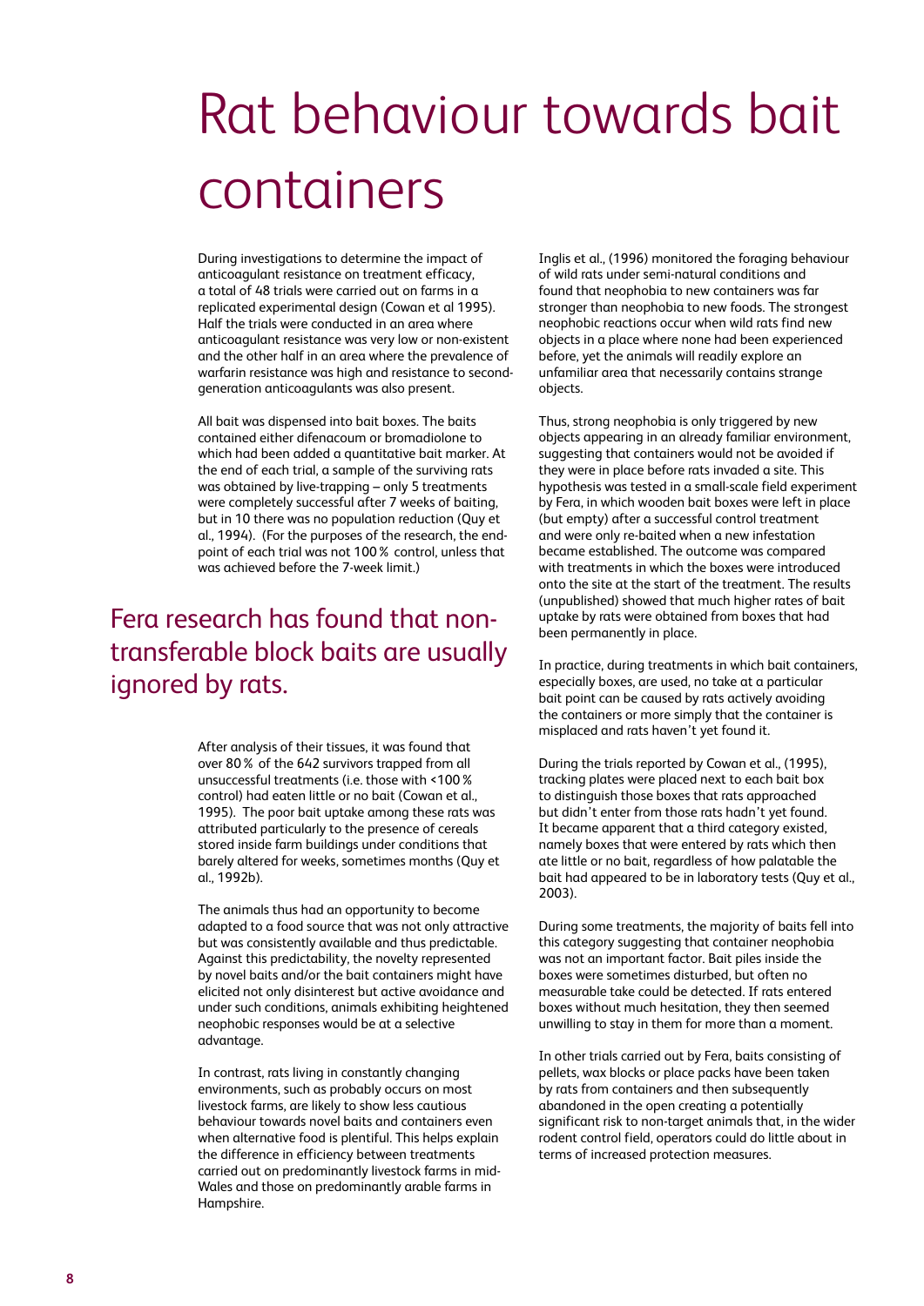# Rat behaviour towards bait containers

During investigations to determine the impact of anticoagulant resistance on treatment efficacy, a total of 48 trials were carried out on farms in a replicated experimental design (Cowan et al 1995). Half the trials were conducted in an area where anticoagulant resistance was very low or non-existent and the other half in an area where the prevalence of warfarin resistance was high and resistance to second-generation anticoagulants was also present.

All bait was dispensed into bait boxes. The baits contained either difenacoum or bromadiolone to which had been added a quantitative bait marker. At the end of each trial, a sample of the surviving rats was obtained by live-trapping – only 5 treatments were completely successful after 7 weeks of baiting, but in 10 there was no population reduction (Quy et al., 1994). (For the purposes of the research, the end-point of each trial was not 100% control, unless that was achieved before the 7-week limit.)

## Fera research has found that non-transferable block baits are usually ignored by rats.

After analysis of their tissues, it was found that over 80% of the 642 survivors trapped from all unsuccessful treatments (i.e. those with <100% control) had eaten little or no bait (Cowan et al., 1995). The poor bait uptake among these rats was attributed particularly to the presence of cereals stored inside farm buildings under conditions that barely altered for weeks, sometimes months (Quy et al., 1992b).

The animals thus had an opportunity to become adapted to a food source that was not only attractive but was consistently available and thus predictable. Against this predictability, the novelty represented by novel baits and/or the bait containers might have elicited not only disinterest but active avoidance and under such conditions, animals exhibiting heightened neophobic responses would be at a selective advantage.

In contrast, rats living in constantly changing environments, such as probably occurs on most livestock farms, are likely to show less cautious behaviour towards novel baits and containers even when alternative food is plentiful. This helps explain the difference in efficiency between treatments carried out on predominantly livestock farms in mid-Wales and those on predominantly arable farms in Hampshire.

Inglis et al., (1996) monitored the foraging behaviour of wild rats under semi-natural conditions and found that neophobia to new containers was far stronger than neophobia to new foods. The strongest neophobic reactions occur when wild rats find new objects in a place where none had been experienced before, yet the animals will readily explore an unfamiliar area that necessarily contains strange objects.

Thus, strong neophobia is only triggered by new objects appearing in an already familiar environment, suggesting that containers would not be avoided if they were in place before rats invaded a site. This hypothesis was tested in a small-scale field experiment by Fera, in which wooden bait boxes were left in place (but empty) after a successful control treatment and were only re-baited when a new infestation became established. The outcome was compared with treatments in which the boxes were introduced onto the site at the start of the treatment. The results (unpublished) showed that much higher rates of bait uptake by rats were obtained from boxes that had been permanently in place.

In practice, during treatments in which bait containers, especially boxes, are used, no take at a particular bait point can be caused by rats actively avoiding the containers or more simply that the container is misplaced and rats haven't yet found it.

During the trials reported by Cowan et al., (1995), tracking plates were placed next to each bait box to distinguish those boxes that rats approached but didn't enter from those rats hadn't yet found. It became apparent that a third category existed, namely boxes that were entered by rats which then ate little or no bait, regardless of how palatable the bait had appeared to be in laboratory tests (Quy et al., 2003).

During some treatments, the majority of baits fell into this category suggesting that container neophobia was not an important factor. Bait piles inside the boxes were sometimes disturbed, but often no measurable take could be detected. If rats entered boxes without much hesitation, they then seemed unwilling to stay in them for more than a moment.

In other trials carried out by Fera, baits consisting of pellets, wax blocks or place packs have been taken by rats from containers and then subsequently abandoned in the open creating a potentially significant risk to non-target animals that, in the wider rodent control field, operators could do little about in terms of increased protection measures.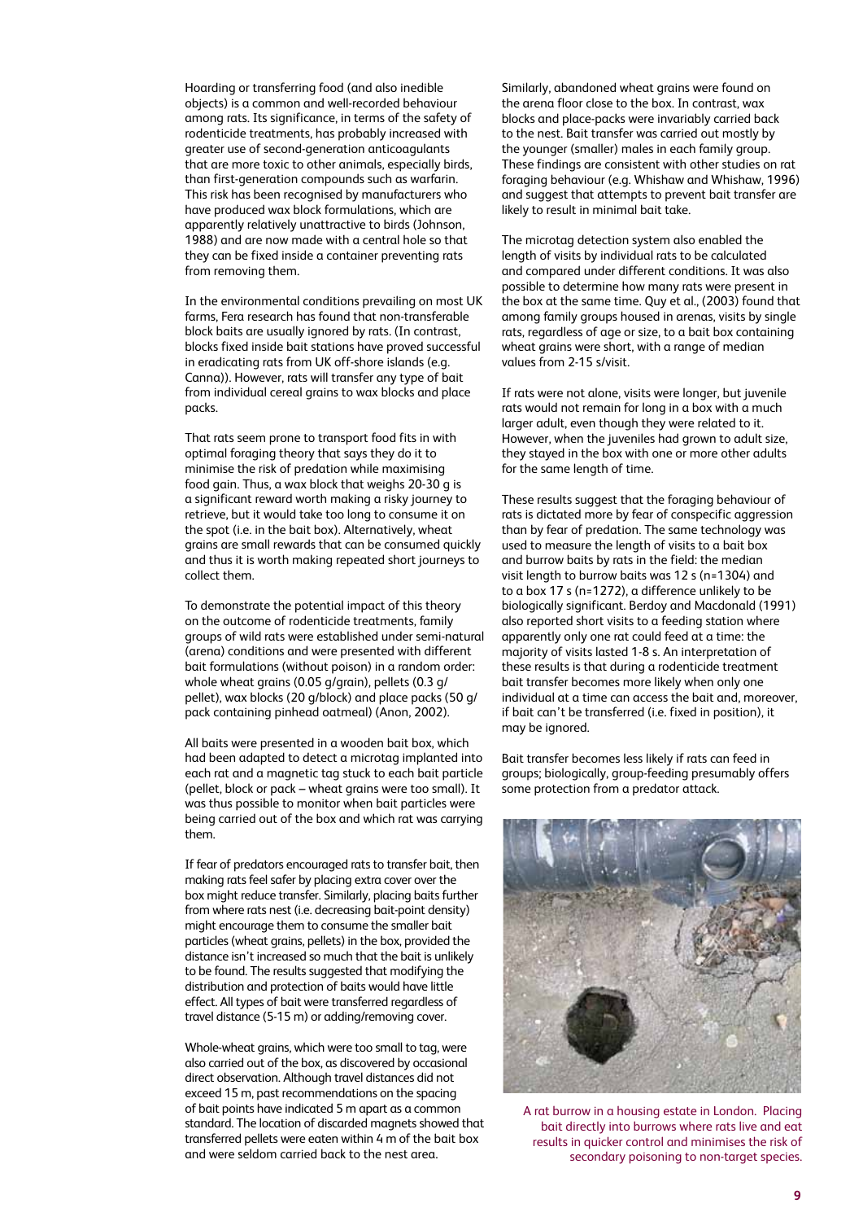Hoarding or transferring food (and also inedible objects) is a common and well-recorded behaviour among rats. Its significance, in terms of the safety of rodenticide treatments, has probably increased with greater use of second-generation anticoagulants that are more toxic to other animals, especially birds, than first-generation compounds such as warfarin. This risk has been recognised by manufacturers who have produced wax block formulations, which are apparently relatively unattractive to birds (Johnson, 1988) and are now made with a central hole so that they can be fixed inside a container preventing rats from removing them.

In the environmental conditions prevailing on most UK farms, Fera research has found that non-transferable block baits are usually ignored by rats. (In contrast, blocks fixed inside bait stations have proved successful in eradicating rats from UK off-shore islands (e.g. Canna)). However, rats will transfer any type of bait from individual cereal grains to wax blocks and place packs.

That rats seem prone to transport food fits in with optimal foraging theory that says they do it to minimise the risk of predation while maximising food gain. Thus, a wax block that weighs 20-30 g is a significant reward worth making a risky journey to retrieve, but it would take too long to consume it on the spot (i.e. in the bait box). Alternatively, wheat grains are small rewards that can be consumed quickly and thus it is worth making repeated short journeys to collect them.

To demonstrate the potential impact of this theory on the outcome of rodenticide treatments, family groups of wild rats were established under semi-natural (arena) conditions and were presented with different bait formulations (without poison) in a random order: whole wheat grains (0.05 g/grain), pellets (0.3 g/pellet), wax blocks (20 g/block) and place packs (50 g/pack containing pinhead oatmeal) (Anon, 2002).

All baits were presented in a wooden bait box, which had been adapted to detect a microtag implanted into each rat and a magnetic tag stuck to each bait particle (pellet, block or pack – wheat grains were too small). It was thus possible to monitor when bait particles were being carried out of the box and which rat was carrying them.

If fear of predators encouraged rats to transfer bait, then making rats feel safer by placing extra cover over the box might reduce transfer. Similarly, placing baits further from where rats nest (i.e. decreasing bait-point density) might encourage them to consume the smaller bait particles (wheat grains, pellets) in the box, provided the distance isn't increased so much that the bait is unlikely to be found. The results suggested that modifying the distribution and protection of baits would have little effect. All types of bait were transferred regardless of travel distance (5-15 m) or adding/removing cover.

Whole-wheat grains, which were too small to tag, were also carried out of the box, as discovered by occasional direct observation. Although travel distances did not exceed 15 m, past recommendations on the spacing of bait points have indicated 5 m apart as a common standard. The location of discarded magnets showed that transferred pellets were eaten within 4 m of the bait box and were seldom carried back to the nest area.

Similarly, abandoned wheat grains were found on the arena floor close to the box. In contrast, wax blocks and place-packs were invariably carried back to the nest. Bait transfer was carried out mostly by the younger (smaller) males in each family group. These findings are consistent with other studies on rat foraging behaviour (e.g. Whishaw and Whishaw, 1996) and suggest that attempts to prevent bait transfer are likely to result in minimal bait take.

The microtag detection system also enabled the length of visits by individual rats to be calculated and compared under different conditions. It was also possible to determine how many rats were present in the box at the same time. Quy et al., (2003) found that among family groups housed in arenas, visits by single rats, regardless of age or size, to a bait box containing wheat grains were short, with a range of median values from 2-15 s/visit.

If rats were not alone, visits were longer, but juvenile rats would not remain for long in a box with a much larger adult, even though they were related to it. However, when the juveniles had grown to adult size, they stayed in the box with one or more other adults for the same length of time.

These results suggest that the foraging behaviour of rats is dictated more by fear of conspecific aggression than by fear of predation. The same technology was used to measure the length of visits to a bait box and burrow baits by rats in the field: the median visit length to burrow baits was 12 s (n=1304) and to a box 17 s (n=1272), a difference unlikely to be biologically significant. Berdoy and Macdonald (1991) also reported short visits to a feeding station where apparently only one rat could feed at a time: the majority of visits lasted 1-8 s. An interpretation of these results is that during a rodenticide treatment bait transfer becomes more likely when only one individual at a time can access the bait and, moreover, if bait can't be transferred (i.e. fixed in position), it may be ignored.

Bait transfer becomes less likely if rats can feed in groups; biologically, group-feeding presumably offers some protection from a predator attack.

A rat burrow in a housing estate in London. Placing bait directly into burrows where rats live and eat results in quicker control and minimises the risk of secondary poisoning to non-target species.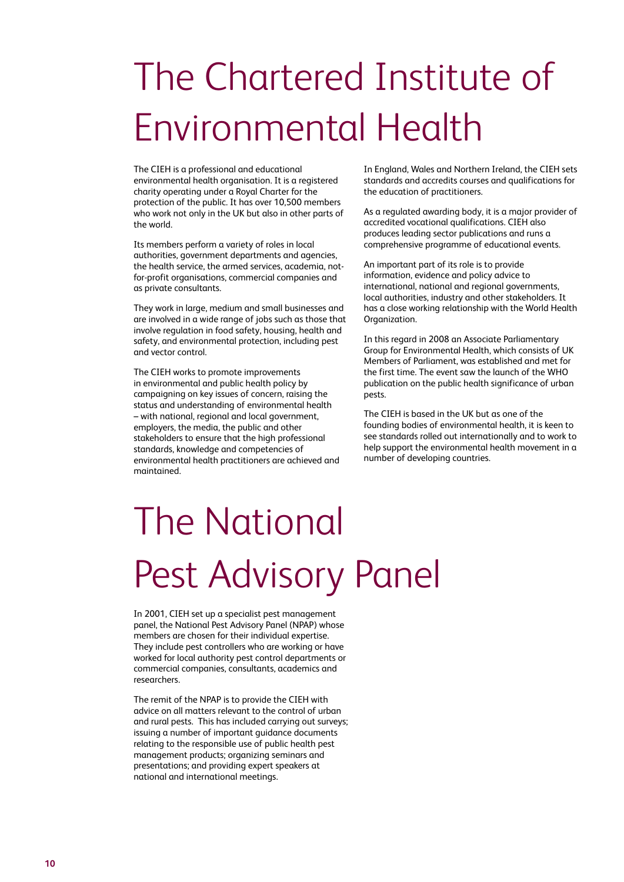# The Chartered Institute of Environmental Health

The CIEH is a professional and educational environmental health organisation. It is a registered charity operating under a Royal Charter for the protection of the public. It has over 10,500 members who work not only in the UK but also in other parts of the world.

Its members perform a variety of roles in local authorities, government departments and agencies, the health service, the armed services, academia, not-for-profit organisations, commercial companies and as private consultants.

They work in large, medium and small businesses and are involved in a wide range of jobs such as those that involve regulation in food safety, housing, health and safety, and environmental protection, including pest and vector control.

The CIEH works to promote improvements in environmental and public health policy by campaigning on key issues of concern, raising the status and understanding of environmental health – with national, regional and local government, employers, the media, the public and other stakeholders to ensure that the high professional standards, knowledge and competencies of environmental health practitioners are achieved and maintained.

In England, Wales and Northern Ireland, the CIEH sets standards and accredits courses and qualifications for the education of practitioners.

As a regulated awarding body, it is a major provider of accredited vocational qualifications. CIEH also produces leading sector publications and runs a comprehensive programme of educational events.

An important part of its role is to provide information, evidence and policy advice to international, national and regional governments, local authorities, industry and other stakeholders. It has a close working relationship with the World Health Organization.

In this regard in 2008 an Associate Parliamentary Group for Environmental Health, which consists of UK Members of Parliament, was established and met for the first time. The event saw the launch of the WHO publication on the public health significance of urban pests.

The CIEH is based in the UK but as one of the founding bodies of environmental health, it is keen to see standards rolled out internationally and to work to help support the environmental health movement in a number of developing countries.

# The National Pest Advisory Panel

In 2001, CIEH set up a specialist pest management panel, the National Pest Advisory Panel (NPAP) whose members are chosen for their individual expertise. They include pest controllers who are working or have worked for local authority pest control departments or commercial companies, consultants, academics and researchers.

The remit of the NPAP is to provide the CIEH with advice on all matters relevant to the control of urban and rural pests. This has included carrying out surveys; issuing a number of important guidance documents relating to the responsible use of public health pest management products; organizing seminars and presentations; and providing expert speakers at national and international meetings.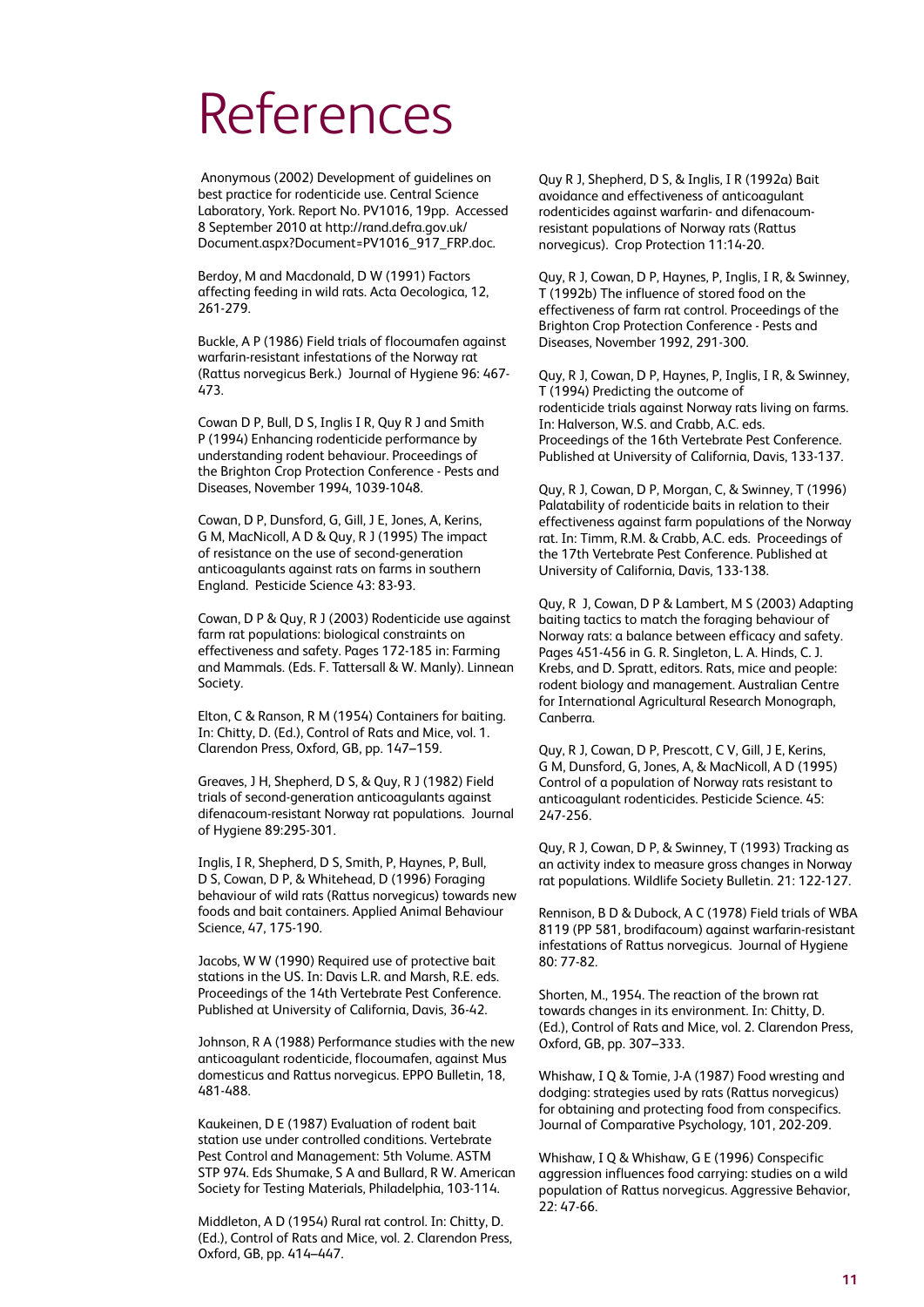# References

Anonymous (2002) Development of guidelines on best practice for rodenticide use. Central Science Laboratory, York. Report No. PV1016, 19pp. Accessed 8 September 2010 at http://rand.defra.gov.uk/Document.aspx?Document=PV1016_917_FRP.doc.

Berdoy, M and Macdonald, D W (1991) Factors affecting feeding in wild rats. Acta Oecologica, 12, 261-279.

Buckle, A P (1986) Field trials of flocoumafen against warfarin-resistant infestations of the Norway rat (Rattus norvegicus Berk.) Journal of Hygiene 96: 467-473.

Cowan D P, Bull, D S, Inglis I R, Quy R J and Smith P (1994) Enhancing rodenticide performance by understanding rodent behaviour. Proceedings of the Brighton Crop Protection Conference - Pests and Diseases, November 1994, 1039-1048.

Cowan, D P, Dunsford, G, Gill, J E, Jones, A, Kerins, G M, MacNicoll, A D & Quy, R J (1995) The impact of resistance on the use of second-generation anticoagulants against rats on farms in southern England. Pesticide Science 43: 83-93.

Cowan, D P & Quy, R J (2003) Rodenticide use against farm rat populations: biological constraints on effectiveness and safety. Pages 172-185 in: Farming and Mammals. (Eds. F. Tattersall & W. Manly). Linnean Society.

Elton, C & Ranson, R M (1954) Containers for baiting. In: Chitty, D. (Ed.), Control of Rats and Mice, vol. 1. Clarendon Press, Oxford, GB, pp. 147–159.

Greaves, J H, Shepherd, D S, & Quy, R J (1982) Field trials of second-generation anticoagulants against difenacoum-resistant Norway rat populations. Journal of Hygiene 89:295-301.

Inglis, I R, Shepherd, D S, Smith, P, Haynes, P, Bull, D S, Cowan, D P, & Whitehead, D (1996) Foraging behaviour of wild rats (Rattus norvegicus) towards new foods and bait containers. Applied Animal Behaviour Science, 47, 175-190.

Jacobs, W W (1990) Required use of protective bait stations in the US. In: Davis L.R. and Marsh, R.E. eds. Proceedings of the 14th Vertebrate Pest Conference. Published at University of California, Davis, 36-42.

Johnson, R A (1988) Performance studies with the new anticoagulant rodenticide, flocoumafen, against Mus domesticus and Rattus norvegicus. EPPO Bulletin, 18, 481-488.

Kaukeinen, D E (1987) Evaluation of rodent bait station use under controlled conditions. Vertebrate Pest Control and Management: 5th Volume. ASTM STP 974. Eds Shumake, S A and Bullard, R W. American Society for Testing Materials, Philadelphia, 103-114.

Middleton, A D (1954) Rural rat control. In: Chitty, D. (Ed.), Control of Rats and Mice, vol. 2. Clarendon Press, Oxford, GB, pp. 414–447.

Quy R J, Shepherd, D S, & Inglis, I R (1992a) Bait avoidance and effectiveness of anticoagulant rodenticides against warfarin- and difenacoum-resistant populations of Norway rats (Rattus norvegicus). Crop Protection 11:14-20.

Quy, R J, Cowan, D P, Haynes, P, Inglis, I R, & Swinney, T (1992b) The influence of stored food on the effectiveness of farm rat control. Proceedings of the Brighton Crop Protection Conference - Pests and Diseases, November 1992, 291-300.

Quy, R J, Cowan, D P, Haynes, P, Inglis, I R, & Swinney, T (1994) Predicting the outcome of rodenticide trials against Norway rats living on farms. In: Halverson, W.S. and Crabb, A.C. eds. Proceedings of the 16th Vertebrate Pest Conference. Published at University of California, Davis, 133-137.

Quy, R J, Cowan, D P, Morgan, C, & Swinney, T (1996) Palatability of rodenticide baits in relation to their effectiveness against farm populations of the Norway rat. In: Timm, R.M. & Crabb, A.C. eds. Proceedings of the 17th Vertebrate Pest Conference. Published at University of California, Davis, 133-138.

Quy, R J, Cowan, D P & Lambert, M S (2003) Adapting baiting tactics to match the foraging behaviour of Norway rats: a balance between efficacy and safety. Pages 451-456 in G. R. Singleton, L. A. Hinds, C. J. Krebs, and D. Spratt, editors. Rats, mice and people: rodent biology and management. Australian Centre for International Agricultural Research Monograph, Canberra.

Quy, R J, Cowan, D P, Prescott, C V, Gill, J E, Kerins, G M, Dunsford, G, Jones, A, & MacNicoll, A D (1995) Control of a population of Norway rats resistant to anticoagulant rodenticides. Pesticide Science. 45: 247-256.

Quy, R J, Cowan, D P, & Swinney, T (1993) Tracking as an activity index to measure gross changes in Norway rat populations. Wildlife Society Bulletin. 21: 122-127.

Rennison, B D & Dubock, A C (1978) Field trials of WBA 8119 (PP 581, brodifacoum) against warfarin-resistant infestations of Rattus norvegicus. Journal of Hygiene 80: 77-82.

Shorten, M., 1954. The reaction of the brown rat towards changes in its environment. In: Chitty, D. (Ed.), Control of Rats and Mice, vol. 2. Clarendon Press, Oxford, GB, pp. 307–333.

Whishaw, I Q & Tomie, J-A (1987) Food wresting and dodging: strategies used by rats (Rattus norvegicus) for obtaining and protecting food from conspecifics. Journal of Comparative Psychology, 101, 202-209.

Whishaw, I Q & Whishaw, G E (1996) Conspecific aggression influences food carrying: studies on a wild population of Rattus norvegicus. Aggressive Behavior, 22: 47-66.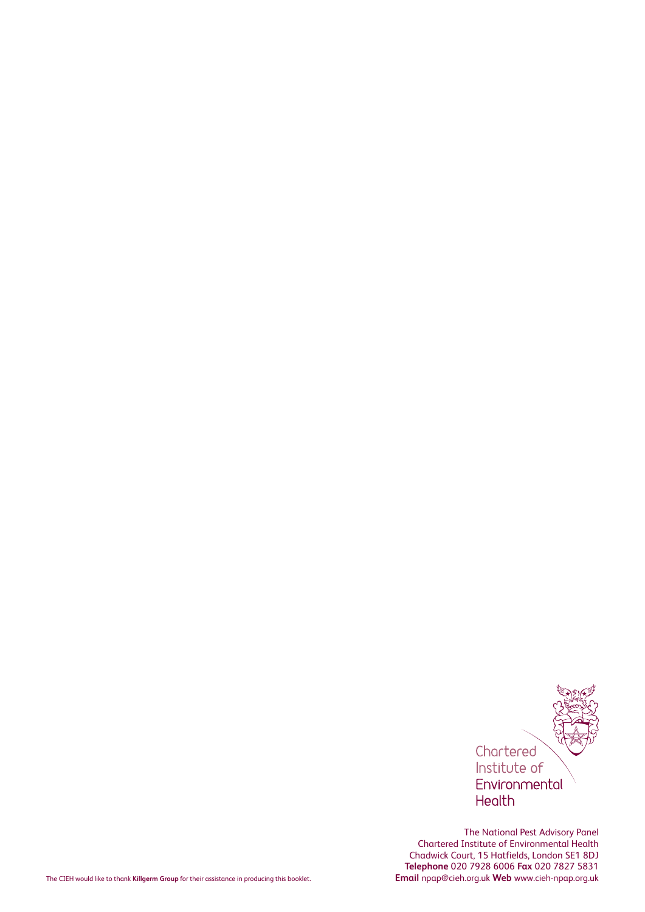Chartered Institute of Environmental Health

The National Pest Advisory Panel
Chartered Institute of Environmental Health
Chadwick Court, 15 Hatfields, London SE1 8DJ
**Telephone** 020 7928 6006 **Fax** 020 7827 5831
**Email** npap@cieh.org.uk **Web** www.cieh-npap.org.uk

The CIEH would like to thank **Killgerm Group** for their assistance in producing this booklet.